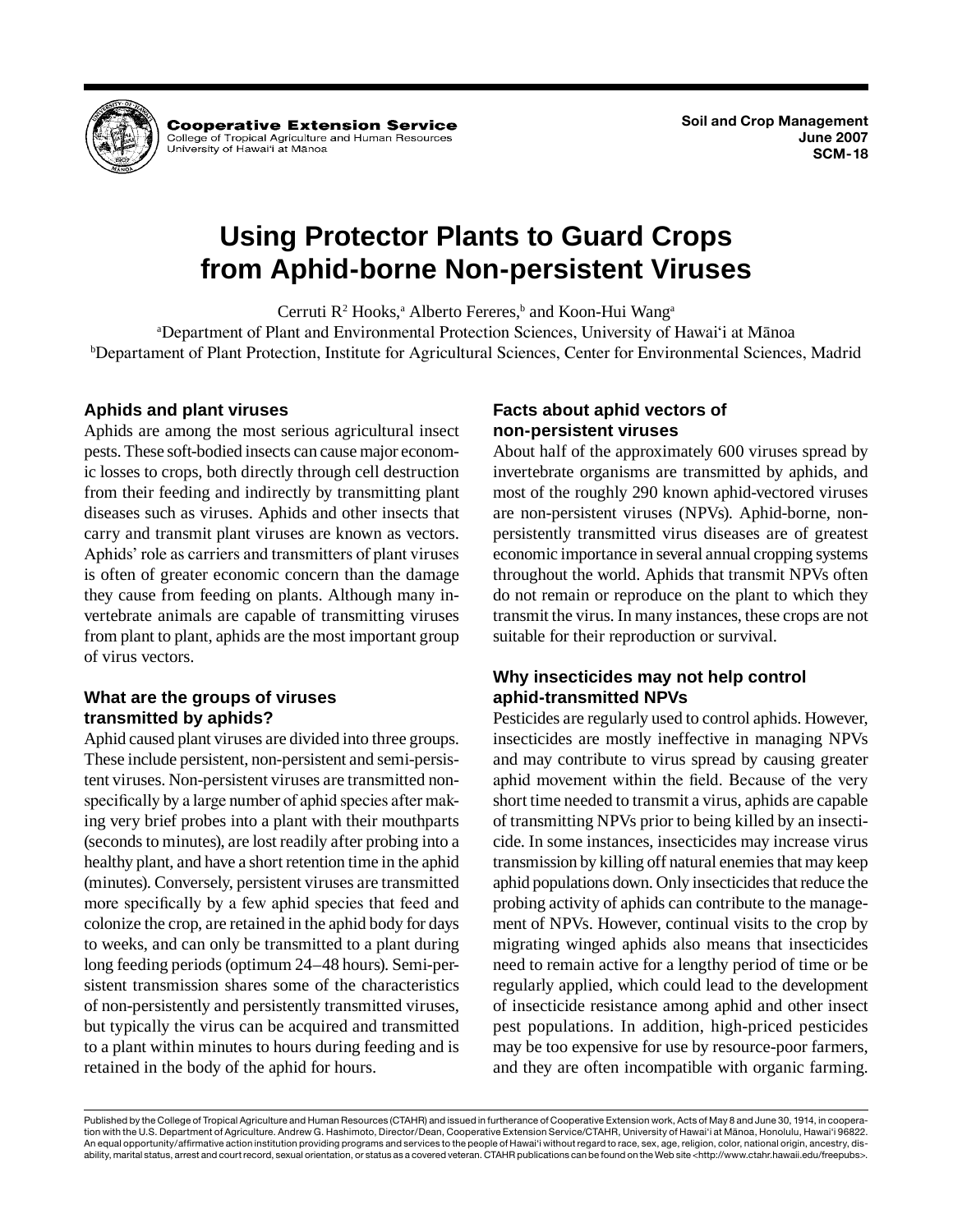Cooperative Extension Service
College of Tropical Agriculture and Human Resources
University of Hawai'i at Mānoa

Soil and Crop Management
June 2007
SCM-18

# Using Protector Plants to Guard Crops from Aphid-borne Non-persistent Viruses

Cerruti R$^2$ Hooks,[a] Alberto Fereres,[b] and Koon-Hui Wang[a]

[a]Department of Plant and Environmental Protection Sciences, University of Hawai'i at Mānoa
[b]Departament of Plant Protection, Institute for Agricultural Sciences, Center for Environmental Sciences, Madrid

## Aphids and plant viruses

Aphids are among the most serious agricultural insect pests. These soft-bodied insects can cause major economic losses to crops, both directly through cell destruction from their feeding and indirectly by transmitting plant diseases such as viruses. Aphids and other insects that carry and transmit plant viruses are known as vectors. Aphids' role as carriers and transmitters of plant viruses is often of greater economic concern than the damage they cause from feeding on plants. Although many invertebrate animals are capable of transmitting viruses from plant to plant, aphids are the most important group of virus vectors.

## What are the groups of viruses transmitted by aphids?

Aphid caused plant viruses are divided into three groups. These include persistent, non-persistent and semi-persistent viruses. Non-persistent viruses are transmitted non-specifically by a large number of aphid species after making very brief probes into a plant with their mouthparts (seconds to minutes), are lost readily after probing into a healthy plant, and have a short retention time in the aphid (minutes). Conversely, persistent viruses are transmitted more specifically by a few aphid species that feed and colonize the crop, are retained in the aphid body for days to weeks, and can only be transmitted to a plant during long feeding periods (optimum 24–48 hours). Semi-persistent transmission shares some of the characteristics of non-persistently and persistently transmitted viruses, but typically the virus can be acquired and transmitted to a plant within minutes to hours during feeding and is retained in the body of the aphid for hours.

## Facts about aphid vectors of non-persistent viruses

About half of the approximately 600 viruses spread by invertebrate organisms are transmitted by aphids, and most of the roughly 290 known aphid-vectored viruses are non-persistent viruses (NPVs). Aphid-borne, non-persistently transmitted virus diseases are of greatest economic importance in several annual cropping systems throughout the world. Aphids that transmit NPVs often do not remain or reproduce on the plant to which they transmit the virus. In many instances, these crops are not suitable for their reproduction or survival.

## Why insecticides may not help control aphid-transmitted NPVs

Pesticides are regularly used to control aphids. However, insecticides are mostly ineffective in managing NPVs and may contribute to virus spread by causing greater aphid movement within the field. Because of the very short time needed to transmit a virus, aphids are capable of transmitting NPVs prior to being killed by an insecticide. In some instances, insecticides may increase virus transmission by killing off natural enemies that may keep aphid populations down. Only insecticides that reduce the probing activity of aphids can contribute to the management of NPVs. However, continual visits to the crop by migrating winged aphids also means that insecticides need to remain active for a lengthy period of time or be regularly applied, which could lead to the development of insecticide resistance among aphid and other insect pest populations. In addition, high-priced pesticides may be too expensive for use by resource-poor farmers, and they are often incompatible with organic farming.

Published by the College of Tropical Agriculture and Human Resources (CTAHR) and issued in furtherance of Cooperative Extension work, Acts of May 8 and June 30, 1914, in cooperation with the U.S. Department of Agriculture. Andrew G. Hashimoto, Director/Dean, Cooperative Extension Service/CTAHR, University of Hawai'i at Mānoa, Honolulu, Hawai'i 96822. An equal opportunity/affirmative action institution providing programs and services to the people of Hawai'i without regard to race, sex, age, religion, color, national origin, ancestry, disability, marital status, arrest and court record, sexual orientation, or status as a covered veteran. CTAHR publications can be found on the Web site <http://www.ctahr.hawaii.edu/freepubs>.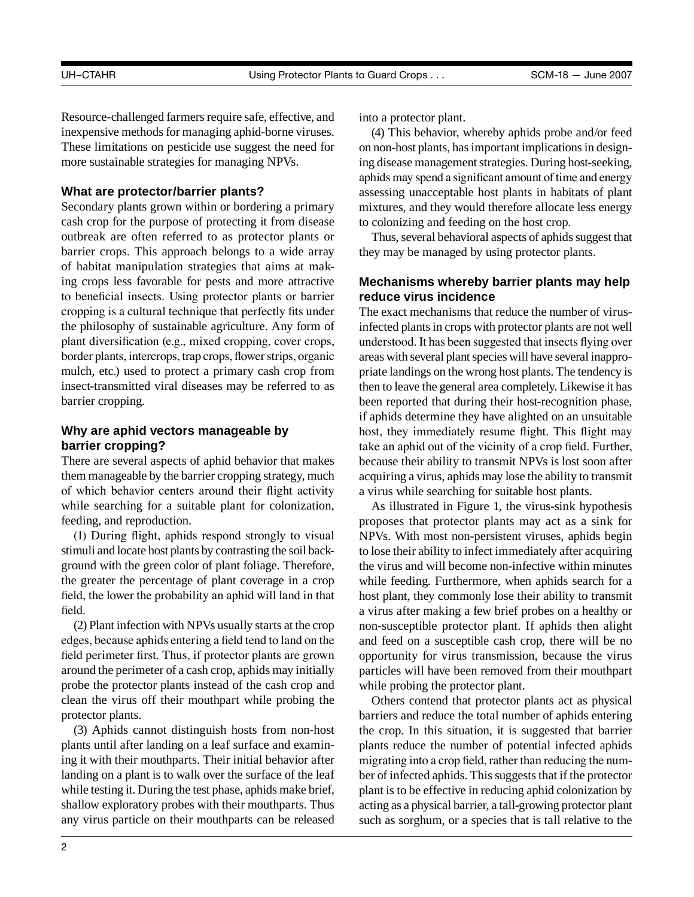Resource-challenged farmers require safe, effective, and inexpensive methods for managing aphid-borne viruses. These limitations on pesticide use suggest the need for more sustainable strategies for managing NPVs.

### What are protector/barrier plants?

Secondary plants grown within or bordering a primary cash crop for the purpose of protecting it from disease outbreak are often referred to as protector plants or barrier crops. This approach belongs to a wide array of habitat manipulation strategies that aims at making crops less favorable for pests and more attractive to beneficial insects. Using protector plants or barrier cropping is a cultural technique that perfectly fits under the philosophy of sustainable agriculture. Any form of plant diversification (e.g., mixed cropping, cover crops, border plants, intercrops, trap crops, flower strips, organic mulch, etc.) used to protect a primary cash crop from insect-transmitted viral diseases may be referred to as barrier cropping.

### Why are aphid vectors manageable by barrier cropping?

There are several aspects of aphid behavior that makes them manageable by the barrier cropping strategy, much of which behavior centers around their flight activity while searching for a suitable plant for colonization, feeding, and reproduction.

(1) During flight, aphids respond strongly to visual stimuli and locate host plants by contrasting the soil background with the green color of plant foliage. Therefore, the greater the percentage of plant coverage in a crop field, the lower the probability an aphid will land in that field.

(2) Plant infection with NPVs usually starts at the crop edges, because aphids entering a field tend to land on the field perimeter first. Thus, if protector plants are grown around the perimeter of a cash crop, aphids may initially probe the protector plants instead of the cash crop and clean the virus off their mouthpart while probing the protector plants.

(3) Aphids cannot distinguish hosts from non-host plants until after landing on a leaf surface and examining it with their mouthparts. Their initial behavior after landing on a plant is to walk over the surface of the leaf while testing it. During the test phase, aphids make brief, shallow exploratory probes with their mouthparts. Thus any virus particle on their mouthparts can be released into a protector plant.

(4) This behavior, whereby aphids probe and/or feed on non-host plants, has important implications in designing disease management strategies. During host-seeking, aphids may spend a significant amount of time and energy assessing unacceptable host plants in habitats of plant mixtures, and they would therefore allocate less energy to colonizing and feeding on the host crop.

Thus, several behavioral aspects of aphids suggest that they may be managed by using protector plants.

### Mechanisms whereby barrier plants may help reduce virus incidence

The exact mechanisms that reduce the number of virus-infected plants in crops with protector plants are not well understood. It has been suggested that insects flying over areas with several plant species will have several inappropriate landings on the wrong host plants. The tendency is then to leave the general area completely. Likewise it has been reported that during their host-recognition phase, if aphids determine they have alighted on an unsuitable host, they immediately resume flight. This flight may take an aphid out of the vicinity of a crop field. Further, because their ability to transmit NPVs is lost soon after acquiring a virus, aphids may lose the ability to transmit a virus while searching for suitable host plants.

As illustrated in Figure 1, the virus-sink hypothesis proposes that protector plants may act as a sink for NPVs. With most non-persistent viruses, aphids begin to lose their ability to infect immediately after acquiring the virus and will become non-infective within minutes while feeding. Furthermore, when aphids search for a host plant, they commonly lose their ability to transmit a virus after making a few brief probes on a healthy or non-susceptible protector plant. If aphids then alight and feed on a susceptible cash crop, there will be no opportunity for virus transmission, because the virus particles will have been removed from their mouthpart while probing the protector plant.

Others contend that protector plants act as physical barriers and reduce the total number of aphids entering the crop. In this situation, it is suggested that barrier plants reduce the number of potential infected aphids migrating into a crop field, rather than reducing the number of infected aphids. This suggests that if the protector plant is to be effective in reducing aphid colonization by acting as a physical barrier, a tall-growing protector plant such as sorghum, or a species that is tall relative to the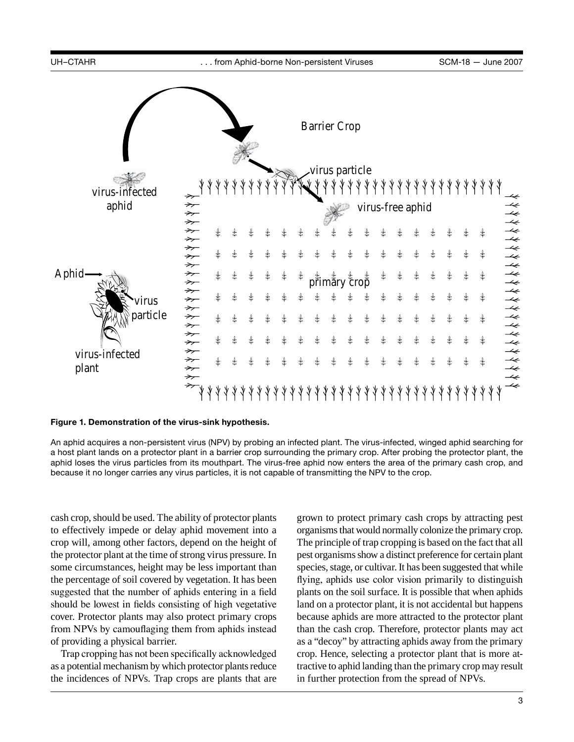**Figure 1. Demonstration of the virus-sink hypothesis.**

An aphid acquires a non-persistent virus (NPV) by probing an infected plant. The virus-infected, winged aphid searching for a host plant lands on a protector plant in a barrier crop surrounding the primary crop. After probing the protector plant, the aphid loses the virus particles from its mouthpart. The virus-free aphid now enters the area of the primary cash crop, and because it no longer carries any virus particles, it is not capable of transmitting the NPV to the crop.

cash crop, should be used. The ability of protector plants to effectively impede or delay aphid movement into a crop will, among other factors, depend on the height of the protector plant at the time of strong virus pressure. In some circumstances, height may be less important than the percentage of soil covered by vegetation. It has been suggested that the number of aphids entering in a field should be lowest in fields consisting of high vegetative cover. Protector plants may also protect primary crops from NPVs by camouflaging them from aphids instead of providing a physical barrier.

Trap cropping has not been specifically acknowledged as a potential mechanism by which protector plants reduce the incidences of NPVs. Trap crops are plants that are grown to protect primary cash crops by attracting pest organisms that would normally colonize the primary crop. The principle of trap cropping is based on the fact that all pest organisms show a distinct preference for certain plant species, stage, or cultivar. It has been suggested that while flying, aphids use color vision primarily to distinguish plants on the soil surface. It is possible that when aphids land on a protector plant, it is not accidental but happens because aphids are more attracted to the protector plant than the cash crop. Therefore, protector plants may act as a "decoy" by attracting aphids away from the primary crop. Hence, selecting a protector plant that is more attractive to aphid landing than the primary crop may result in further protection from the spread of NPVs.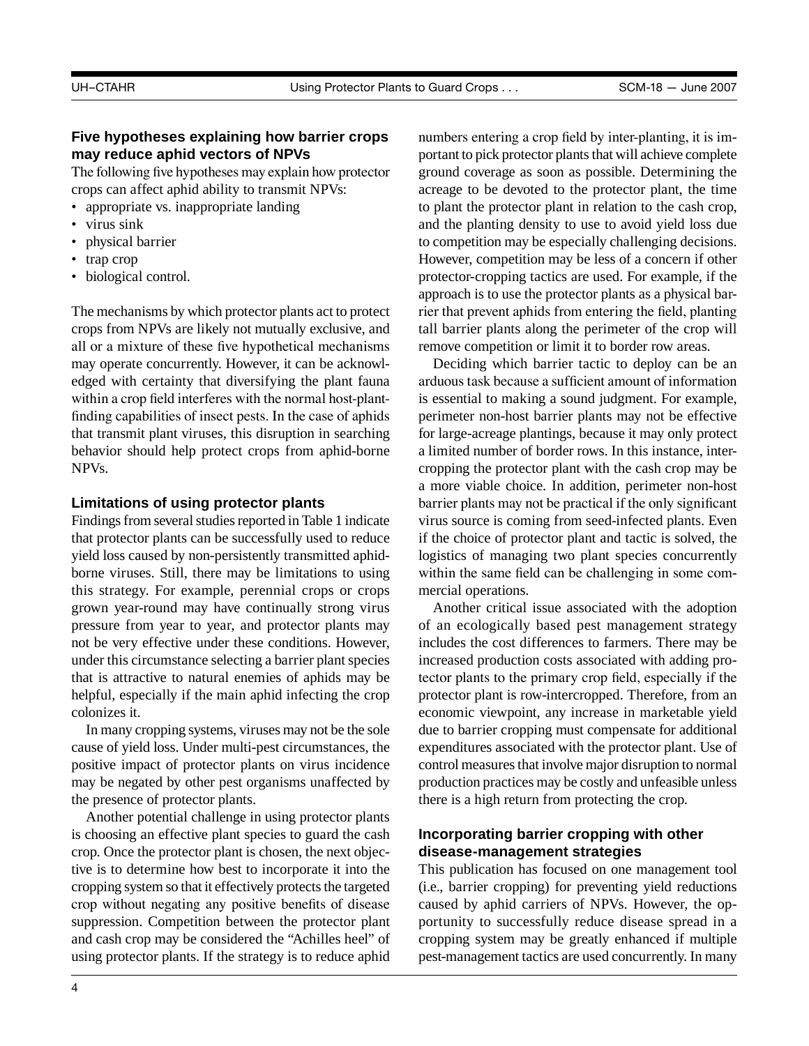### Five hypotheses explaining how barrier crops may reduce aphid vectors of NPVs

The following five hypotheses may explain how protector crops can affect aphid ability to transmit NPVs:

- appropriate vs. inappropriate landing
- virus sink
- physical barrier
- trap crop
- biological control.

The mechanisms by which protector plants act to protect crops from NPVs are likely not mutually exclusive, and all or a mixture of these five hypothetical mechanisms may operate concurrently. However, it can be acknowledged with certainty that diversifying the plant fauna within a crop field interferes with the normal host-plant-finding capabilities of insect pests. In the case of aphids that transmit plant viruses, this disruption in searching behavior should help protect crops from aphid-borne NPVs.

### Limitations of using protector plants

Findings from several studies reported in Table 1 indicate that protector plants can be successfully used to reduce yield loss caused by non-persistently transmitted aphid-borne viruses. Still, there may be limitations to using this strategy. For example, perennial crops or crops grown year-round may have continually strong virus pressure from year to year, and protector plants may not be very effective under these conditions. However, under this circumstance selecting a barrier plant species that is attractive to natural enemies of aphids may be helpful, especially if the main aphid infecting the crop colonizes it.

In many cropping systems, viruses may not be the sole cause of yield loss. Under multi-pest circumstances, the positive impact of protector plants on virus incidence may be negated by other pest organisms unaffected by the presence of protector plants.

Another potential challenge in using protector plants is choosing an effective plant species to guard the cash crop. Once the protector plant is chosen, the next objective is to determine how best to incorporate it into the cropping system so that it effectively protects the targeted crop without negating any positive benefits of disease suppression. Competition between the protector plant and cash crop may be considered the "Achilles heel" of using protector plants. If the strategy is to reduce aphid numbers entering a crop field by inter-planting, it is important to pick protector plants that will achieve complete ground coverage as soon as possible. Determining the acreage to be devoted to the protector plant, the time to plant the protector plant in relation to the cash crop, and the planting density to use to avoid yield loss due to competition may be especially challenging decisions. However, competition may be less of a concern if other protector-cropping tactics are used. For example, if the approach is to use the protector plants as a physical barrier that prevent aphids from entering the field, planting tall barrier plants along the perimeter of the crop will remove competition or limit it to border row areas.

Deciding which barrier tactic to deploy can be an arduous task because a sufficient amount of information is essential to making a sound judgment. For example, perimeter non-host barrier plants may not be effective for large-acreage plantings, because it may only protect a limited number of border rows. In this instance, intercropping the protector plant with the cash crop may be a more viable choice. In addition, perimeter non-host barrier plants may not be practical if the only significant virus source is coming from seed-infected plants. Even if the choice of protector plant and tactic is solved, the logistics of managing two plant species concurrently within the same field can be challenging in some commercial operations.

Another critical issue associated with the adoption of an ecologically based pest management strategy includes the cost differences to farmers. There may be increased production costs associated with adding protector plants to the primary crop field, especially if the protector plant is row-intercropped. Therefore, from an economic viewpoint, any increase in marketable yield due to barrier cropping must compensate for additional expenditures associated with the protector plant. Use of control measures that involve major disruption to normal production practices may be costly and unfeasible unless there is a high return from protecting the crop.

### Incorporating barrier cropping with other disease-management strategies

This publication has focused on one management tool (i.e., barrier cropping) for preventing yield reductions caused by aphid carriers of NPVs. However, the opportunity to successfully reduce disease spread in a cropping system may be greatly enhanced if multiple pest-management tactics are used concurrently. In many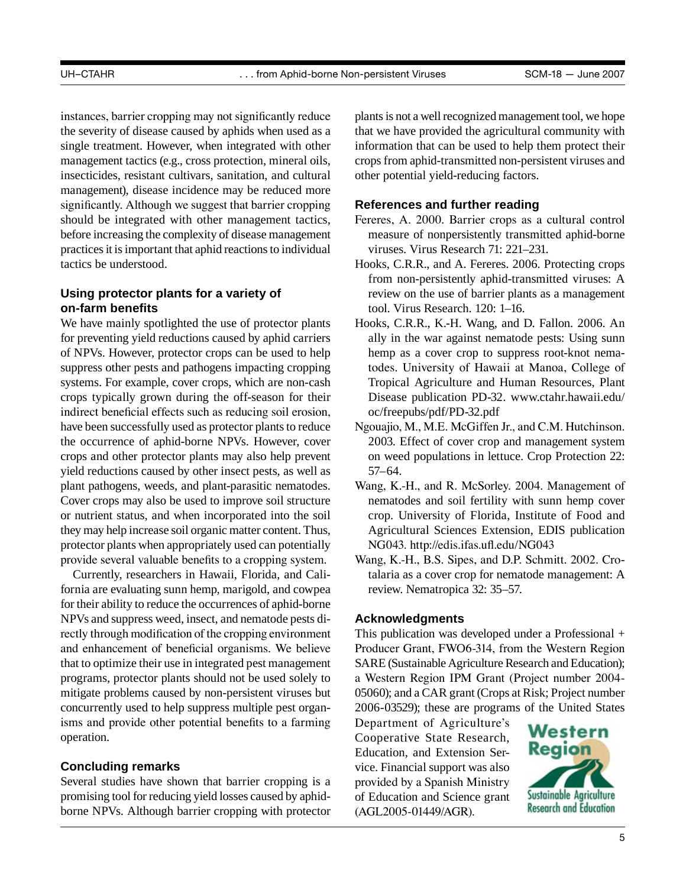instances, barrier cropping may not significantly reduce the severity of disease caused by aphids when used as a single treatment. However, when integrated with other management tactics (e.g., cross protection, mineral oils, insecticides, resistant cultivars, sanitation, and cultural management), disease incidence may be reduced more significantly. Although we suggest that barrier cropping should be integrated with other management tactics, before increasing the complexity of disease management practices it is important that aphid reactions to individual tactics be understood.

### Using protector plants for a variety of on-farm benefits

We have mainly spotlighted the use of protector plants for preventing yield reductions caused by aphid carriers of NPVs. However, protector crops can be used to help suppress other pests and pathogens impacting cropping systems. For example, cover crops, which are non-cash crops typically grown during the off-season for their indirect beneficial effects such as reducing soil erosion, have been successfully used as protector plants to reduce the occurrence of aphid-borne NPVs. However, cover crops and other protector plants may also help prevent yield reductions caused by other insect pests, as well as plant pathogens, weeds, and plant-parasitic nematodes. Cover crops may also be used to improve soil structure or nutrient status, and when incorporated into the soil they may help increase soil organic matter content. Thus, protector plants when appropriately used can potentially provide several valuable benefits to a cropping system.

Currently, researchers in Hawaii, Florida, and California are evaluating sunn hemp, marigold, and cowpea for their ability to reduce the occurrences of aphid-borne NPVs and suppress weed, insect, and nematode pests directly through modification of the cropping environment and enhancement of beneficial organisms. We believe that to optimize their use in integrated pest management programs, protector plants should not be used solely to mitigate problems caused by non-persistent viruses but concurrently used to help suppress multiple pest organisms and provide other potential benefits to a farming operation.

### Concluding remarks

Several studies have shown that barrier cropping is a promising tool for reducing yield losses caused by aphid-borne NPVs. Although barrier cropping with protector plants is not a well recognized management tool, we hope that we have provided the agricultural community with information that can be used to help them protect their crops from aphid-transmitted non-persistent viruses and other potential yield-reducing factors.

### References and further reading

Fereres, A. 2000. Barrier crops as a cultural control measure of nonpersistently transmitted aphid-borne viruses. Virus Research 71: 221–231.

Hooks, C.R.R., and A. Fereres. 2006. Protecting crops from non-persistently aphid-transmitted viruses: A review on the use of barrier plants as a management tool. Virus Research. 120: 1–16.

Hooks, C.R.R., K.-H. Wang, and D. Fallon. 2006. An ally in the war against nematode pests: Using sunn hemp as a cover crop to suppress root-knot nematodes. University of Hawaii at Manoa, College of Tropical Agriculture and Human Resources, Plant Disease publication PD-32. www.ctahr.hawaii.edu/oc/freepubs/pdf/PD-32.pdf

Ngouajio, M., M.E. McGiffen Jr., and C.M. Hutchinson. 2003. Effect of cover crop and management system on weed populations in lettuce. Crop Protection 22: 57–64.

Wang, K.-H., and R. McSorley. 2004. Management of nematodes and soil fertility with sunn hemp cover crop. University of Florida, Institute of Food and Agricultural Sciences Extension, EDIS publication NG043. http://edis.ifas.ufl.edu/NG043

Wang, K.-H., B.S. Sipes, and D.P. Schmitt. 2002. Crotalaria as a cover crop for nematode management: A review. Nematropica 32: 35–57.

### Acknowledgments

This publication was developed under a Professional + Producer Grant, FWO6-314, from the Western Region SARE (Sustainable Agriculture Research and Education); a Western Region IPM Grant (Project number 2004-05060); and a CAR grant (Crops at Risk; Project number 2006-03529); these are programs of the United States Department of Agriculture's Cooperative State Research, Education, and Extension Service. Financial support was also provided by a Spanish Ministry of Education and Science grant (AGL2005-01449/AGR).

Western Region Sustainable Agriculture Research and Education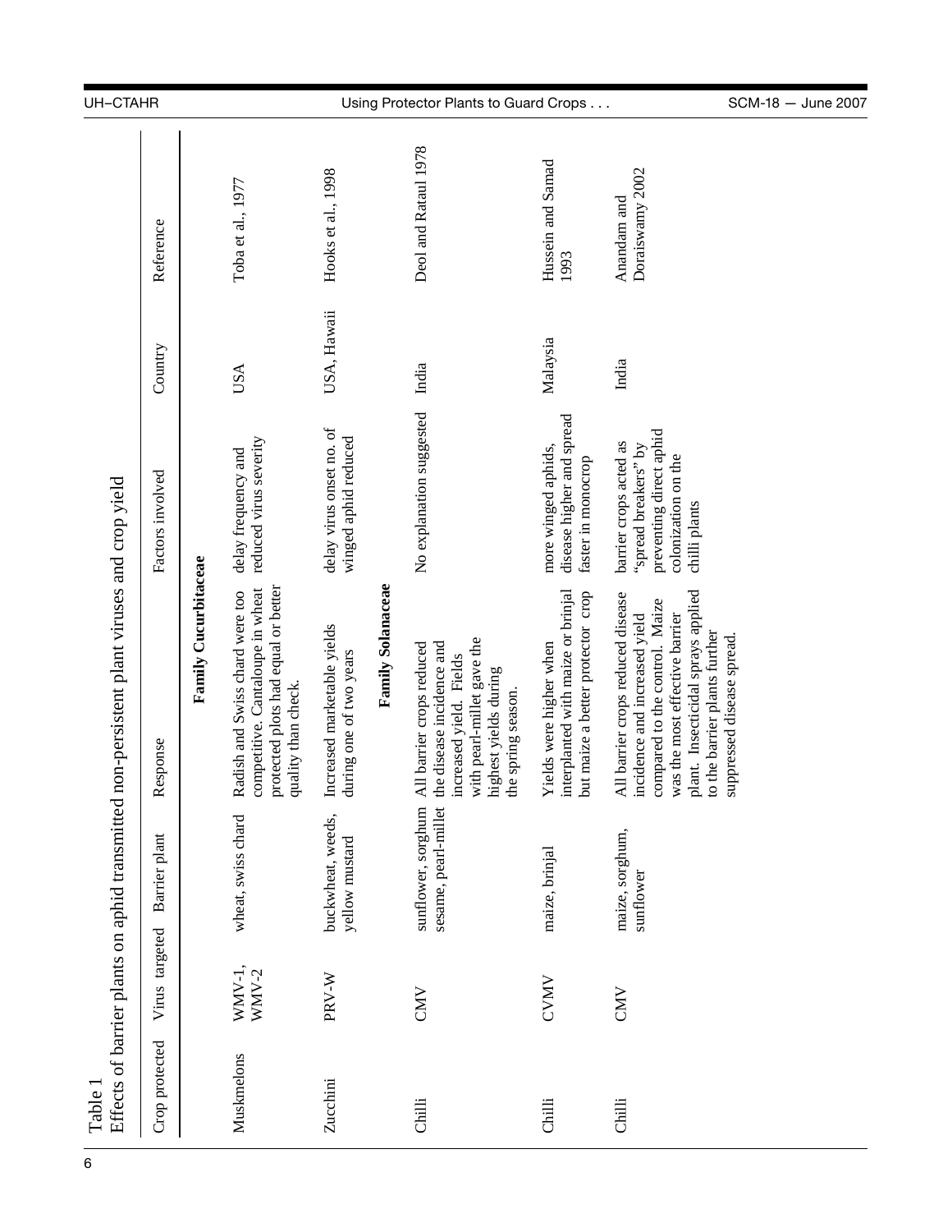Table 1
Effects of barrier plants on aphid transmitted non-persistent plant viruses and crop yield

| Crop protected | Virus targeted | Barrier plant | Response | Factors involved | Country | Reference |
|---|---|---|---|---|---|---|
| | | | **Family Cucurbitaceae** | | | |
| Muskmelons | WMV-1, WMV-2 | wheat, swiss chard | Radish and Swiss chard were too competitive. Cantaloupe in wheat protected plots had equal or better quality than check. | delay frequency and reduced virus severity | USA | Toba et al., 1977 |
| Zucchini | PRV-W | buckwheat, weeds, yellow mustard | Increased marketable yields during one of two years | delay virus onset no. of winged aphid reduced | USA, Hawaii | Hooks et al., 1998 |
| | | | **Family Solanaceae** | | | |
| Chilli | CMV | sunflower, sorghum sesame, pearl-millet | All barrier crops reduced the disease incidence and increased yield. Fields with pearl-millet gave the highest yields during the spring season. | No explanation suggested | India | Deol and Rataul 1978 |
| Chilli | CVMV | maize, brinjal | Yields were higher when interplanted with maize or brinjal but maize a better protector crop | more winged aphids, disease higher and spread faster in monocrop | Malaysia | Hussein and Samad 1993 |
| Chilli | CMV | maize, sorghum, sunflower | All barrier crops reduced disease incidence and increased yield compared to the control. Maize was the most effective barrier plant. Insecticidal sprays applied to the barrier plants further suppressed disease spread. | barrier crops acted as "spread breakers" by preventing direct aphid colonization on the chilli plants | India | Anandam and Doraiswamy 2002 |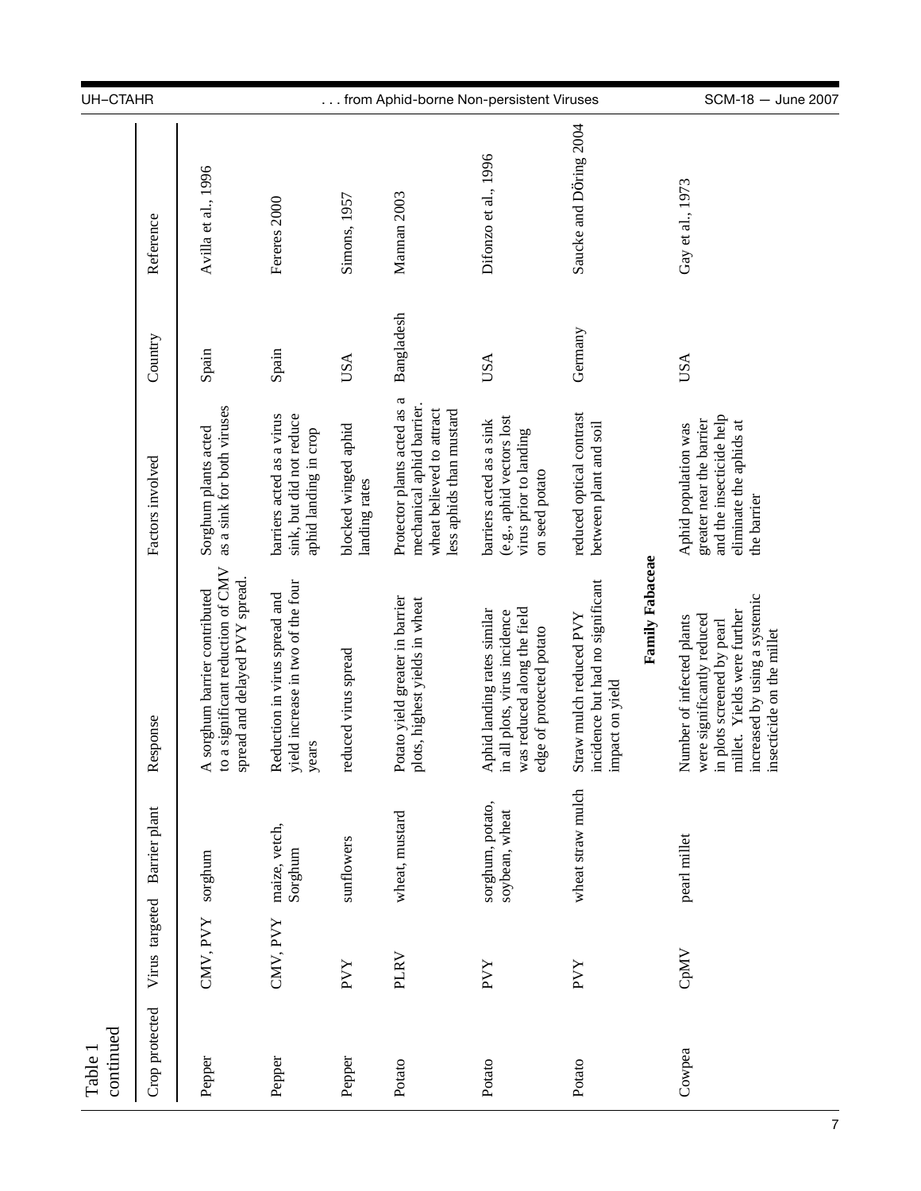Table 1 continued

| Crop protected | Virus targeted | Barrier plant | Response | Factors involved | Country | Reference |
|---|---|---|---|---|---|---|
| Pepper | CMV, PVY | sorghum | A sorghum barrier contributed to a significant reduction of CMV spread and delayed PVY spread. | Sorghum plants acted as a sink for both viruses | Spain | Avilla et al., 1996 |
| Pepper | CMV, PVY | maize, vetch, Sorghum | Reduction in virus spread and yield increase in two of the four years | barriers acted as a virus sink, but did not reduce aphid landing in crop | Spain | Fereres 2000 |
| Pepper | PVY | sunflowers | reduced virus spread | blocked winged aphid landing rates | USA | Simons, 1957 |
| Potato | PLRV | wheat, mustard | Potato yield greater in barrier plots, highest yields in wheat | Protector plants acted as a mechanical aphid barrier. wheat believed to attract less aphids than mustard | Bangladesh | Mannan 2003 |
| Potato | PVY | sorghum, potato, soybean, wheat | Aphid landing rates similar in all plots, virus incidence was reduced along the field edge of protected potato | barriers acted as a sink (e.g., aphid vectors lost virus prior to landing on seed potato | USA | Difonzo et al., 1996 |
| Potato | PVY | wheat straw mulch | Straw mulch reduced PVY incidence but had no significant impact on yield | reduced optical contrast between plant and soil | Germany | Saucke and Döring 2004 |
| **Family Fabaceae** | | | | | | |
| Cowpea | CpMV | pearl millet | Number of infected plants were significantly reduced in plots screened by pearl millet. Yields were further increased by using a systemic insecticide on the millet | Aphid population was greater near the barrier and the insecticide help eliminate the aphids at the barrier | USA | Gay et al., 1973 |